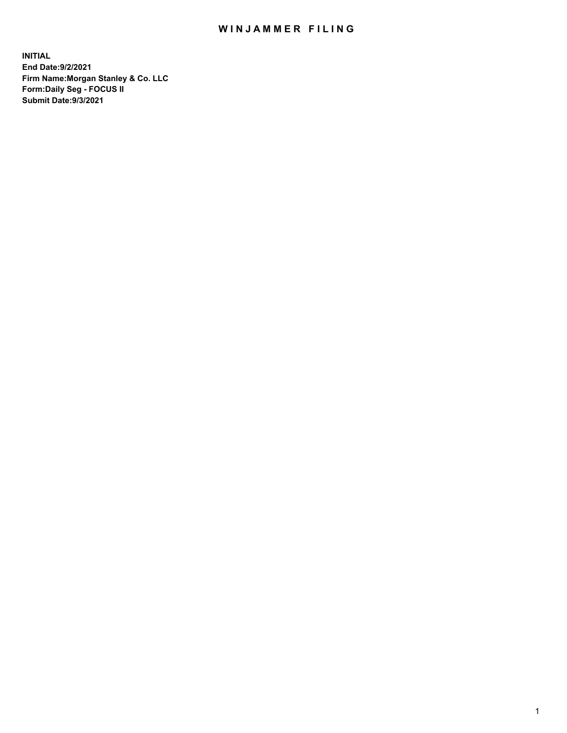# WINJAMMER FILING

**INITIAL**
**End Date:9/2/2021**
**Firm Name:Morgan Stanley & Co. LLC**
**Form:Daily Seg - FOCUS II**
**Submit Date:9/3/2021**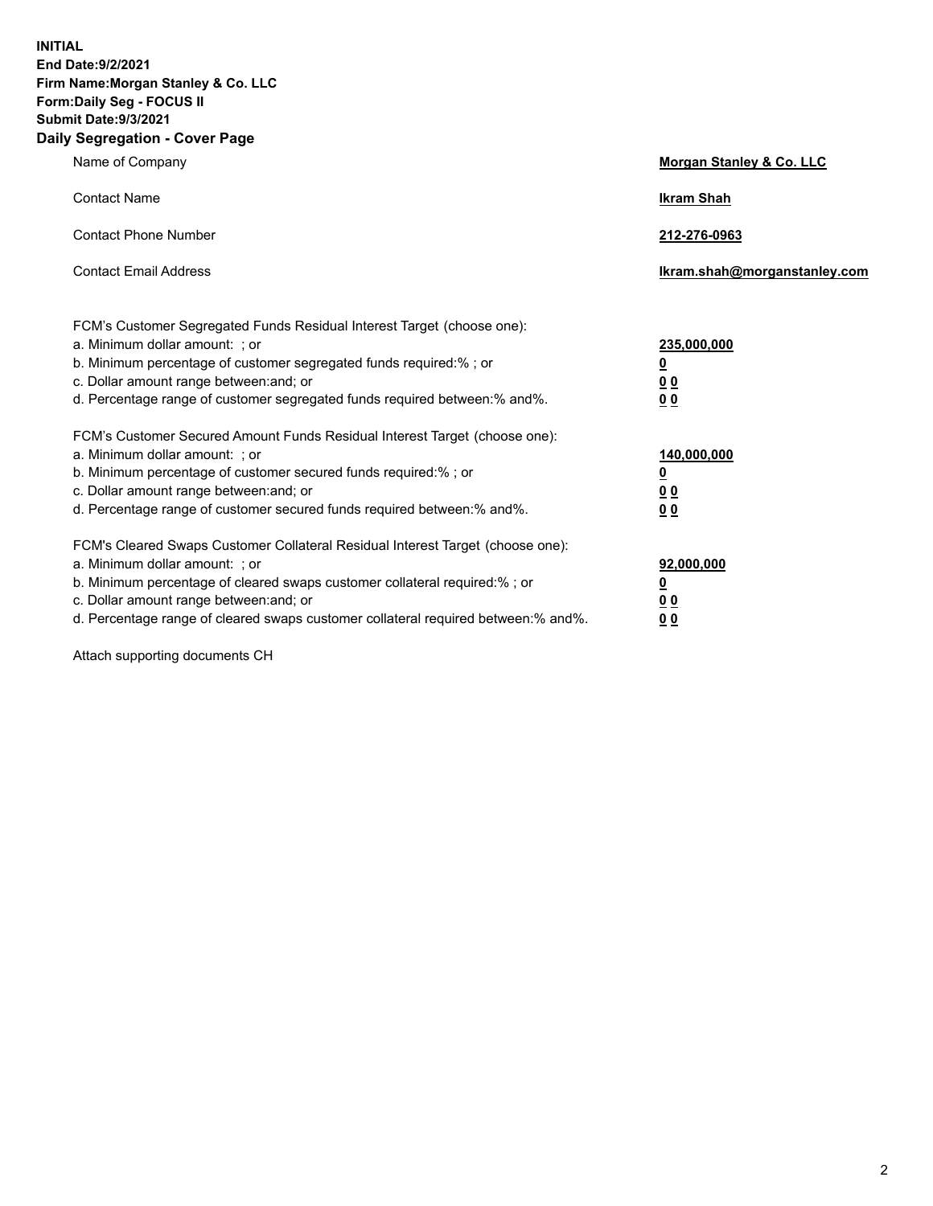**INITIAL**
**End Date:9/2/2021**
**Firm Name:Morgan Stanley & Co. LLC**
**Form:Daily Seg - FOCUS II**
**Submit Date:9/3/2021**

## Daily Segregation - Cover Page

| | |
|---|---|
| Name of Company | **Morgan Stanley & Co. LLC** |
| Contact Name | **Ikram Shah** |
| Contact Phone Number | **212-276-0963** |
| Contact Email Address | **Ikram.shah@morganstanley.com** |

| | |
|---|---|
| FCM's Customer Segregated Funds Residual Interest Target (choose one): | |
| a. Minimum dollar amount: ; or | **235,000,000** |
| b. Minimum percentage of customer segregated funds required:% ; or | **0** |
| c. Dollar amount range between:and; or | **0 0** |
| d. Percentage range of customer segregated funds required between:% and%. | **0 0** |
| FCM's Customer Secured Amount Funds Residual Interest Target (choose one): | |
| a. Minimum dollar amount: ; or | **140,000,000** |
| b. Minimum percentage of customer secured funds required:% ; or | **0** |
| c. Dollar amount range between:and; or | **0 0** |
| d. Percentage range of customer secured funds required between:% and%. | **0 0** |
| FCM's Cleared Swaps Customer Collateral Residual Interest Target (choose one): | |
| a. Minimum dollar amount: ; or | **92,000,000** |
| b. Minimum percentage of cleared swaps customer collateral required:% ; or | **0** |
| c. Dollar amount range between:and; or | **0 0** |
| d. Percentage range of cleared swaps customer collateral required between:% and%. | **0 0** |

Attach supporting documents CH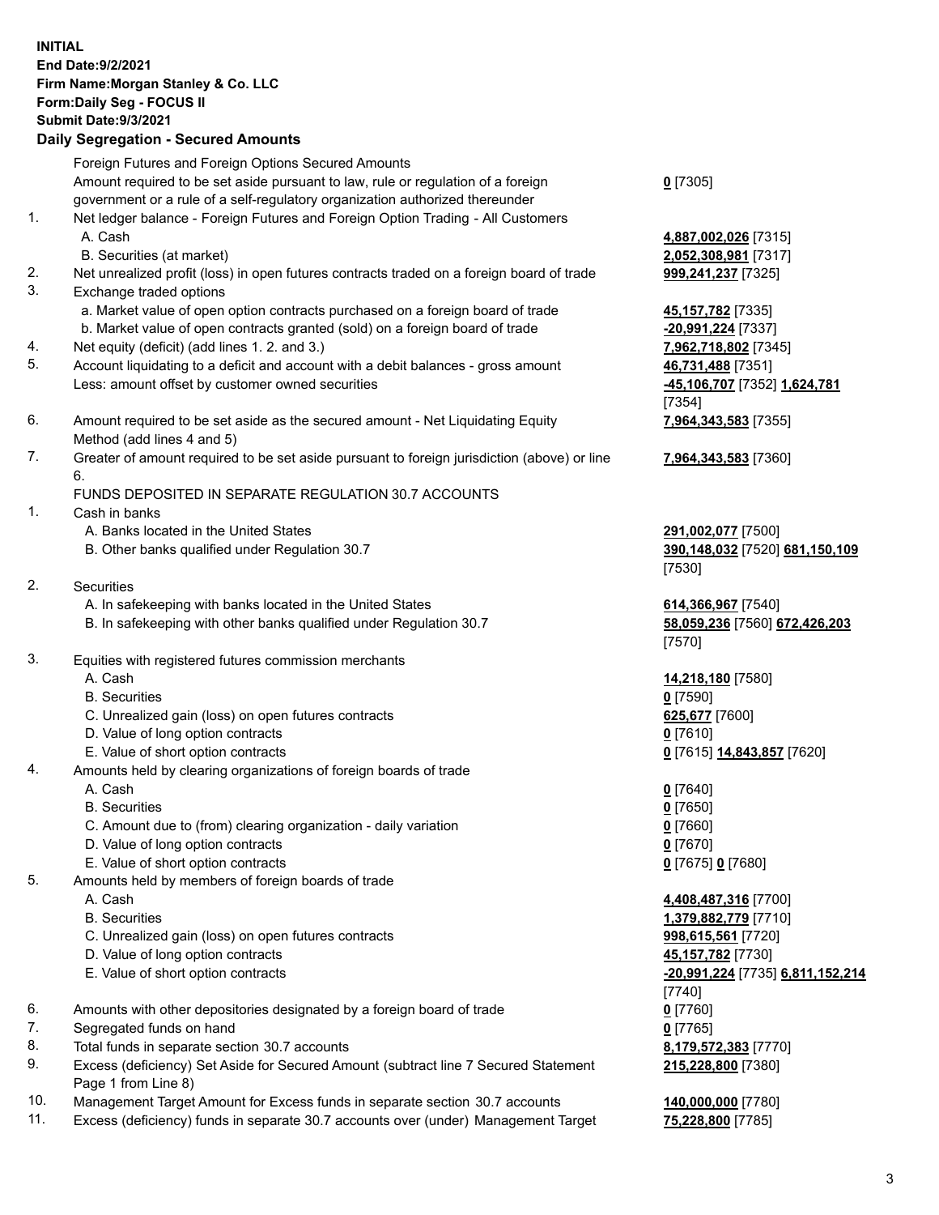**INITIAL**
**End Date:9/2/2021**
**Firm Name:Morgan Stanley & Co. LLC**
**Form:Daily Seg - FOCUS II**
**Submit Date:9/3/2021**

## Daily Segregation - Secured Amounts

| | | |
|---|---|---|
| | Foreign Futures and Foreign Options Secured Amounts | |
| | Amount required to be set aside pursuant to law, rule or regulation of a foreign government or a rule of a self-regulatory organization authorized thereunder | **0** [7305] |
| 1. | Net ledger balance - Foreign Futures and Foreign Option Trading - All Customers | |
| | A. Cash | **4,887,002,026** [7315] |
| | B. Securities (at market) | **2,052,308,981** [7317] |
| 2. | Net unrealized profit (loss) in open futures contracts traded on a foreign board of trade | **999,241,237** [7325] |
| 3. | Exchange traded options | |
| | a. Market value of open option contracts purchased on a foreign board of trade | **45,157,782** [7335] |
| | b. Market value of open contracts granted (sold) on a foreign board of trade | **-20,991,224** [7337] |
| 4. | Net equity (deficit) (add lines 1. 2. and 3.) | **7,962,718,802** [7345] |
| 5. | Account liquidating to a deficit and account with a debit balances - gross amount | **46,731,488** [7351] |
| | Less: amount offset by customer owned securities | **-45,106,707** [7352] **1,624,781** [7354] |
| 6. | Amount required to be set aside as the secured amount - Net Liquidating Equity Method (add lines 4 and 5) | **7,964,343,583** [7355] |
| 7. | Greater of amount required to be set aside pursuant to foreign jurisdiction (above) or line 6. | **7,964,343,583** [7360] |
| | FUNDS DEPOSITED IN SEPARATE REGULATION 30.7 ACCOUNTS | |
| 1. | Cash in banks | |
| | A. Banks located in the United States | **291,002,077** [7500] |
| | B. Other banks qualified under Regulation 30.7 | **390,148,032** [7520] **681,150,109** [7530] |
| 2. | Securities | |
| | A. In safekeeping with banks located in the United States | **614,366,967** [7540] |
| | B. In safekeeping with other banks qualified under Regulation 30.7 | **58,059,236** [7560] **672,426,203** [7570] |
| 3. | Equities with registered futures commission merchants | |
| | A. Cash | **14,218,180** [7580] |
| | B. Securities | **0** [7590] |
| | C. Unrealized gain (loss) on open futures contracts | **625,677** [7600] |
| | D. Value of long option contracts | **0** [7610] |
| | E. Value of short option contracts | **0** [7615] **14,843,857** [7620] |
| 4. | Amounts held by clearing organizations of foreign boards of trade | |
| | A. Cash | **0** [7640] |
| | B. Securities | **0** [7650] |
| | C. Amount due to (from) clearing organization - daily variation | **0** [7660] |
| | D. Value of long option contracts | **0** [7670] |
| | E. Value of short option contracts | **0** [7675] **0** [7680] |
| 5. | Amounts held by members of foreign boards of trade | |
| | A. Cash | **4,408,487,316** [7700] |
| | B. Securities | **1,379,882,779** [7710] |
| | C. Unrealized gain (loss) on open futures contracts | **998,615,561** [7720] |
| | D. Value of long option contracts | **45,157,782** [7730] |
| | E. Value of short option contracts | **-20,991,224** [7735] **6,811,152,214** [7740] |
| 6. | Amounts with other depositories designated by a foreign board of trade | **0** [7760] |
| 7. | Segregated funds on hand | **0** [7765] |
| 8. | Total funds in separate section 30.7 accounts | **8,179,572,383** [7770] |
| 9. | Excess (deficiency) Set Aside for Secured Amount (subtract line 7 Secured Statement Page 1 from Line 8) | **215,228,800** [7380] |
| 10. | Management Target Amount for Excess funds in separate section 30.7 accounts | **140,000,000** [7780] |
| 11. | Excess (deficiency) funds in separate 30.7 accounts over (under) Management Target | **75,228,800** [7785] |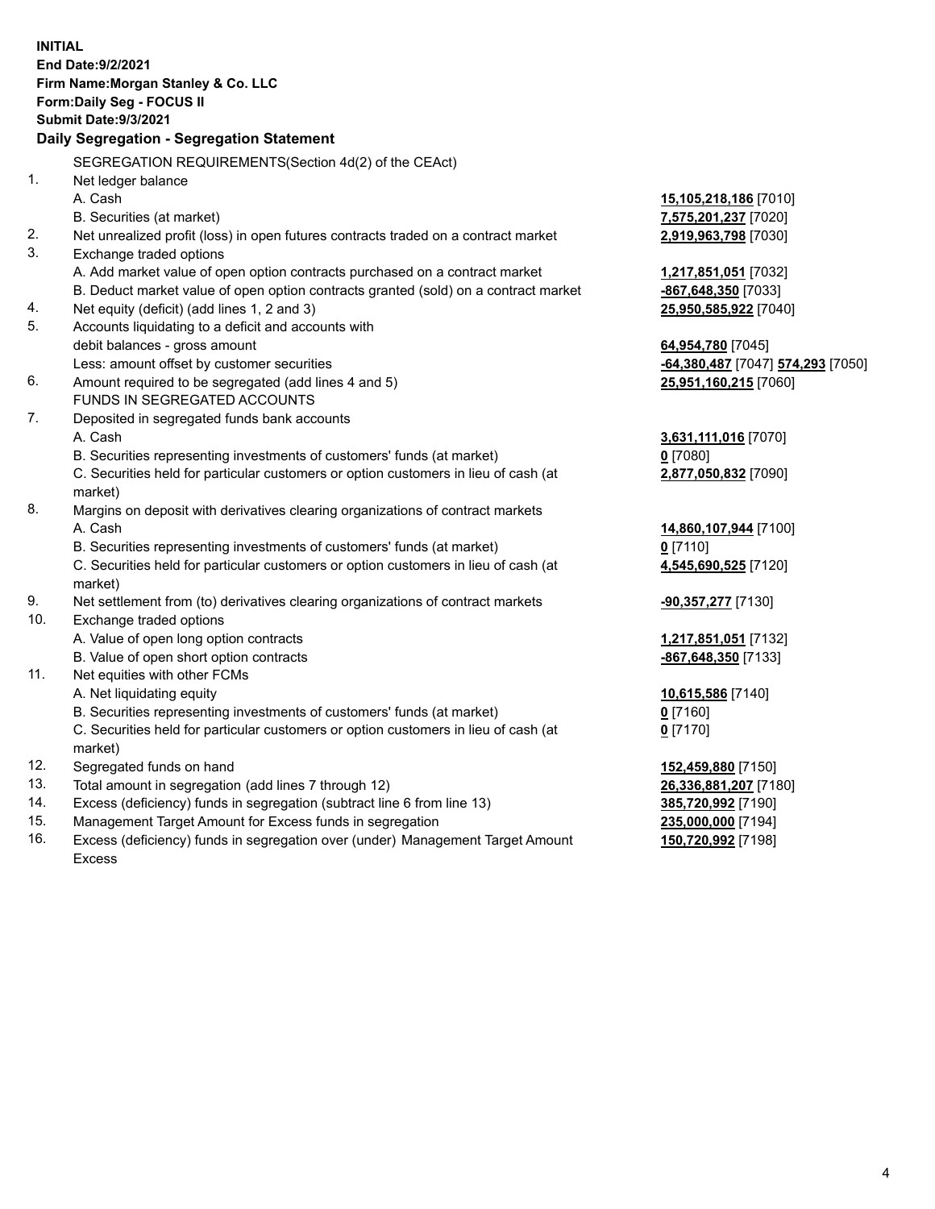**INITIAL**
**End Date:9/2/2021**
**Firm Name:Morgan Stanley & Co. LLC**
**Form:Daily Seg - FOCUS II**
**Submit Date:9/3/2021**

### Daily Segregation - Segregation Statement

SEGREGATION REQUIREMENTS(Section 4d(2) of the CEAct)

| | | |
|---|---|---|
| 1. | Net ledger balance | |
| | A. Cash | **15,105,218,186** [7010] |
| | B. Securities (at market) | **7,575,201,237** [7020] |
| 2. | Net unrealized profit (loss) in open futures contracts traded on a contract market | **2,919,963,798** [7030] |
| 3. | Exchange traded options | |
| | A. Add market value of open option contracts purchased on a contract market | **1,217,851,051** [7032] |
| | B. Deduct market value of open option contracts granted (sold) on a contract market | **-867,648,350** [7033] |
| 4. | Net equity (deficit) (add lines 1, 2 and 3) | **25,950,585,922** [7040] |
| 5. | Accounts liquidating to a deficit and accounts with debit balances - gross amount | **64,954,780** [7045] |
| | Less: amount offset by customer securities | **-64,380,487** [7047] **574,293** [7050] |
| 6. | Amount required to be segregated (add lines 4 and 5) | **25,951,160,215** [7060] |
| | FUNDS IN SEGREGATED ACCOUNTS | |
| 7. | Deposited in segregated funds bank accounts | |
| | A. Cash | **3,631,111,016** [7070] |
| | B. Securities representing investments of customers' funds (at market) | **0** [7080] |
| | C. Securities held for particular customers or option customers in lieu of cash (at market) | **2,877,050,832** [7090] |
| 8. | Margins on deposit with derivatives clearing organizations of contract markets | |
| | A. Cash | **14,860,107,944** [7100] |
| | B. Securities representing investments of customers' funds (at market) | **0** [7110] |
| | C. Securities held for particular customers or option customers in lieu of cash (at market) | **4,545,690,525** [7120] |
| 9. | Net settlement from (to) derivatives clearing organizations of contract markets | **-90,357,277** [7130] |
| 10. | Exchange traded options | |
| | A. Value of open long option contracts | **1,217,851,051** [7132] |
| | B. Value of open short option contracts | **-867,648,350** [7133] |
| 11. | Net equities with other FCMs | |
| | A. Net liquidating equity | **10,615,586** [7140] |
| | B. Securities representing investments of customers' funds (at market) | **0** [7160] |
| | C. Securities held for particular customers or option customers in lieu of cash (at market) | **0** [7170] |
| 12. | Segregated funds on hand | **152,459,880** [7150] |
| 13. | Total amount in segregation (add lines 7 through 12) | **26,336,881,207** [7180] |
| 14. | Excess (deficiency) funds in segregation (subtract line 6 from line 13) | **385,720,992** [7190] |
| 15. | Management Target Amount for Excess funds in segregation | **235,000,000** [7194] |
| 16. | Excess (deficiency) funds in segregation over (under) Management Target Amount Excess | **150,720,992** [7198] |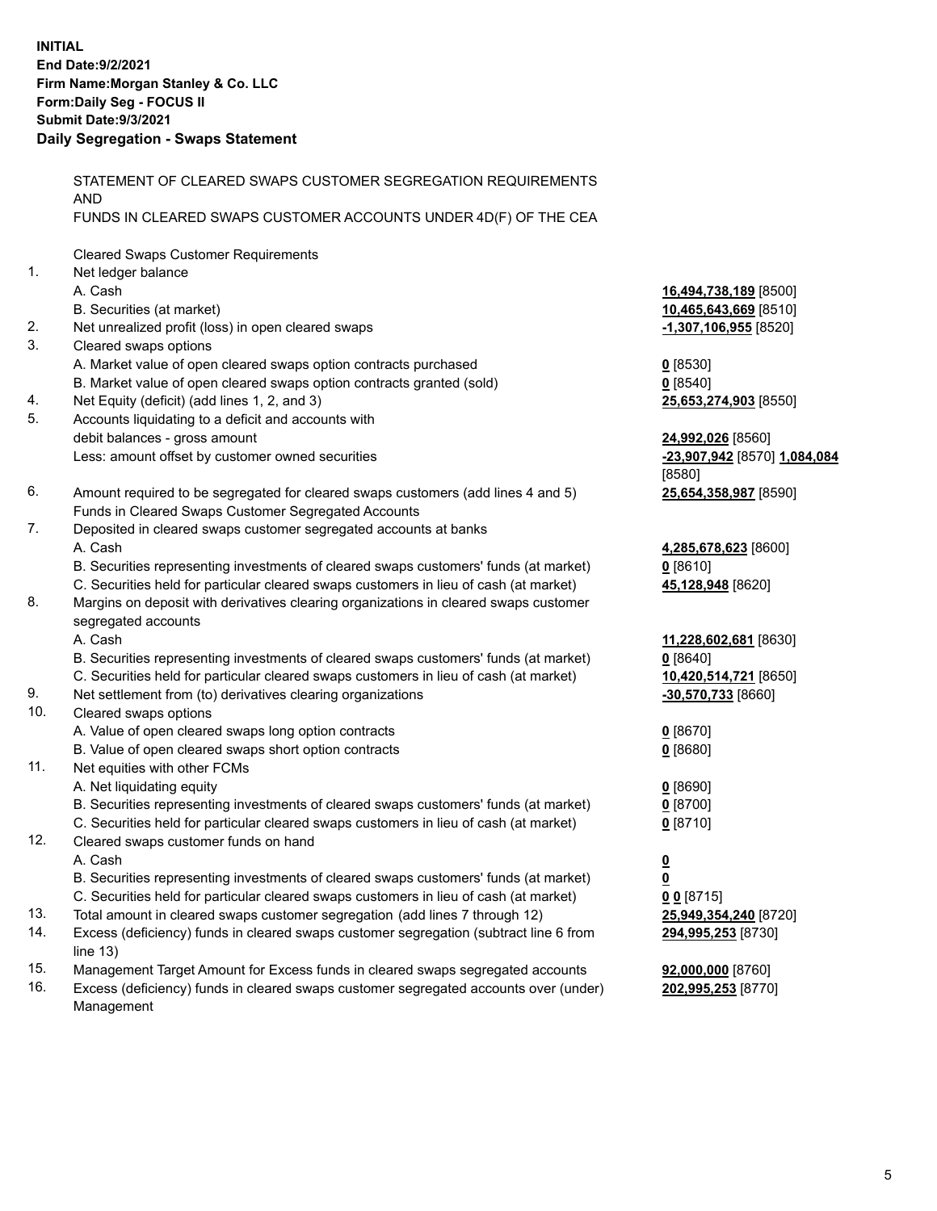**INITIAL**
**End Date:9/2/2021**
**Firm Name:Morgan Stanley & Co. LLC**
**Form:Daily Seg - FOCUS II**
**Submit Date:9/3/2021**
**Daily Segregation - Swaps Statement**

STATEMENT OF CLEARED SWAPS CUSTOMER SEGREGATION REQUIREMENTS AND FUNDS IN CLEARED SWAPS CUSTOMER ACCOUNTS UNDER 4D(F) OF THE CEA

| | | |
|---|---|---|
| | Cleared Swaps Customer Requirements | |
| 1. | Net ledger balance | |
| | A. Cash | **16,494,738,189** [8500] |
| | B. Securities (at market) | **10,465,643,669** [8510] |
| 2. | Net unrealized profit (loss) in open cleared swaps | **-1,307,106,955** [8520] |
| 3. | Cleared swaps options | |
| | A. Market value of open cleared swaps option contracts purchased | **0** [8530] |
| | B. Market value of open cleared swaps option contracts granted (sold) | **0** [8540] |
| 4. | Net Equity (deficit) (add lines 1, 2, and 3) | **25,653,274,903** [8550] |
| 5. | Accounts liquidating to a deficit and accounts with debit balances - gross amount | **24,992,026** [8560] |
| | Less: amount offset by customer owned securities | **-23,907,942** [8570] **1,084,084** [8580] |
| 6. | Amount required to be segregated for cleared swaps customers (add lines 4 and 5) | **25,654,358,987** [8590] |
| | Funds in Cleared Swaps Customer Segregated Accounts | |
| 7. | Deposited in cleared swaps customer segregated accounts at banks | |
| | A. Cash | **4,285,678,623** [8600] |
| | B. Securities representing investments of cleared swaps customers' funds (at market) | **0** [8610] |
| | C. Securities held for particular cleared swaps customers in lieu of cash (at market) | **45,128,948** [8620] |
| 8. | Margins on deposit with derivatives clearing organizations in cleared swaps customer segregated accounts | |
| | A. Cash | **11,228,602,681** [8630] |
| | B. Securities representing investments of cleared swaps customers' funds (at market) | **0** [8640] |
| | C. Securities held for particular cleared swaps customers in lieu of cash (at market) | **10,420,514,721** [8650] |
| 9. | Net settlement from (to) derivatives clearing organizations | **-30,570,733** [8660] |
| 10. | Cleared swaps options | |
| | A. Value of open cleared swaps long option contracts | **0** [8670] |
| | B. Value of open cleared swaps short option contracts | **0** [8680] |
| 11. | Net equities with other FCMs | |
| | A. Net liquidating equity | **0** [8690] |
| | B. Securities representing investments of cleared swaps customers' funds (at market) | **0** [8700] |
| | C. Securities held for particular cleared swaps customers in lieu of cash (at market) | **0** [8710] |
| 12. | Cleared swaps customer funds on hand | |
| | A. Cash | **0** |
| | B. Securities representing investments of cleared swaps customers' funds (at market) | **0** |
| | C. Securities held for particular cleared swaps customers in lieu of cash (at market) | **0** **0** [8715] |
| 13. | Total amount in cleared swaps customer segregation (add lines 7 through 12) | **25,949,354,240** [8720] |
| 14. | Excess (deficiency) funds in cleared swaps customer segregation (subtract line 6 from line 13) | **294,995,253** [8730] |
| 15. | Management Target Amount for Excess funds in cleared swaps segregated accounts | **92,000,000** [8760] |
| 16. | Excess (deficiency) funds in cleared swaps customer segregated accounts over (under) Management | **202,995,253** [8770] |